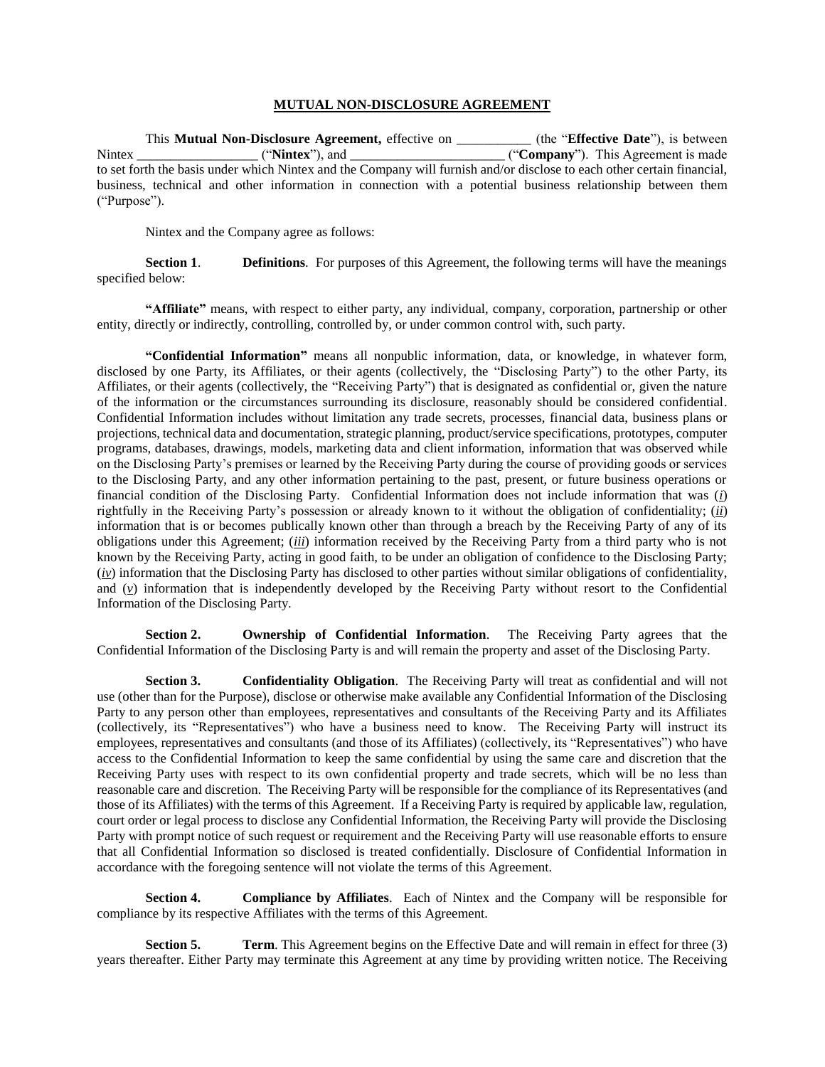# MUTUAL NON-DISCLOSURE AGREEMENT

This **Mutual Non-Disclosure Agreement,** effective on ___________ (the "**Effective Date**"), is between Nintex __________________ ("**Nintex**"), and _______________________ ("**Company**"). This Agreement is made to set forth the basis under which Nintex and the Company will furnish and/or disclose to each other certain financial, business, technical and other information in connection with a potential business relationship between them ("Purpose").

Nintex and the Company agree as follows:

**Section 1**. **Definitions**. For purposes of this Agreement, the following terms will have the meanings specified below:

**"Affiliate"** means, with respect to either party, any individual, company, corporation, partnership or other entity, directly or indirectly, controlling, controlled by, or under common control with, such party.

**"Confidential Information"** means all nonpublic information, data, or knowledge, in whatever form, disclosed by one Party, its Affiliates, or their agents (collectively, the "Disclosing Party") to the other Party, its Affiliates, or their agents (collectively, the "Receiving Party") that is designated as confidential or, given the nature of the information or the circumstances surrounding its disclosure, reasonably should be considered confidential. Confidential Information includes without limitation any trade secrets, processes, financial data, business plans or projections, technical data and documentation, strategic planning, product/service specifications, prototypes, computer programs, databases, drawings, models, marketing data and client information, information that was observed while on the Disclosing Party's premises or learned by the Receiving Party during the course of providing goods or services to the Disclosing Party, and any other information pertaining to the past, present, or future business operations or financial condition of the Disclosing Party. Confidential Information does not include information that was (*i*) rightfully in the Receiving Party's possession or already known to it without the obligation of confidentiality; (*ii*) information that is or becomes publically known other than through a breach by the Receiving Party of any of its obligations under this Agreement; (*iii*) information received by the Receiving Party from a third party who is not known by the Receiving Party, acting in good faith, to be under an obligation of confidence to the Disclosing Party; (*iv*) information that the Disclosing Party has disclosed to other parties without similar obligations of confidentiality, and (*v*) information that is independently developed by the Receiving Party without resort to the Confidential Information of the Disclosing Party.

**Section 2.** **Ownership of Confidential Information**. The Receiving Party agrees that the Confidential Information of the Disclosing Party is and will remain the property and asset of the Disclosing Party.

**Section 3.** **Confidentiality Obligation**. The Receiving Party will treat as confidential and will not use (other than for the Purpose), disclose or otherwise make available any Confidential Information of the Disclosing Party to any person other than employees, representatives and consultants of the Receiving Party and its Affiliates (collectively, its "Representatives") who have a business need to know. The Receiving Party will instruct its employees, representatives and consultants (and those of its Affiliates) (collectively, its "Representatives") who have access to the Confidential Information to keep the same confidential by using the same care and discretion that the Receiving Party uses with respect to its own confidential property and trade secrets, which will be no less than reasonable care and discretion. The Receiving Party will be responsible for the compliance of its Representatives (and those of its Affiliates) with the terms of this Agreement. If a Receiving Party is required by applicable law, regulation, court order or legal process to disclose any Confidential Information, the Receiving Party will provide the Disclosing Party with prompt notice of such request or requirement and the Receiving Party will use reasonable efforts to ensure that all Confidential Information so disclosed is treated confidentially. Disclosure of Confidential Information in accordance with the foregoing sentence will not violate the terms of this Agreement.

**Section 4.** **Compliance by Affiliates**. Each of Nintex and the Company will be responsible for compliance by its respective Affiliates with the terms of this Agreement.

**Section 5.** **Term**. This Agreement begins on the Effective Date and will remain in effect for three (3) years thereafter. Either Party may terminate this Agreement at any time by providing written notice. The Receiving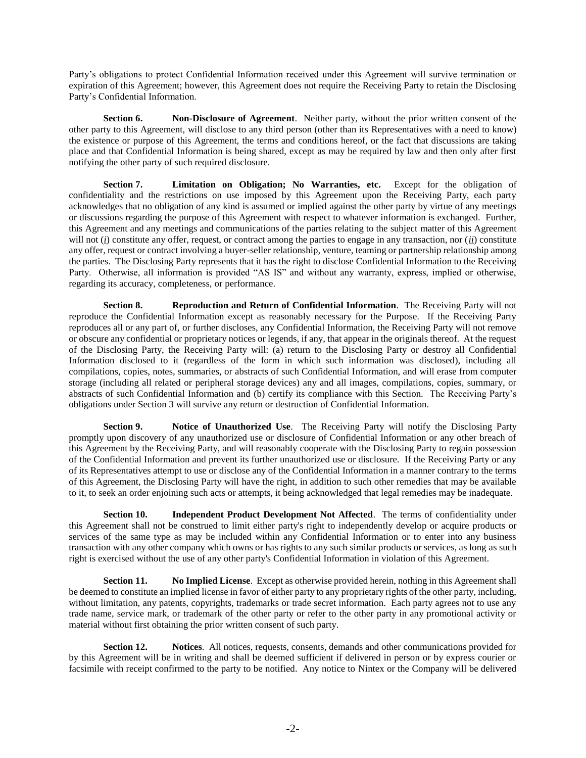Party's obligations to protect Confidential Information received under this Agreement will survive termination or expiration of this Agreement; however, this Agreement does not require the Receiving Party to retain the Disclosing Party's Confidential Information.

**Section 6. Non-Disclosure of Agreement**. Neither party, without the prior written consent of the other party to this Agreement, will disclose to any third person (other than its Representatives with a need to know) the existence or purpose of this Agreement, the terms and conditions hereof, or the fact that discussions are taking place and that Confidential Information is being shared, except as may be required by law and then only after first notifying the other party of such required disclosure.

**Section 7. Limitation on Obligation; No Warranties, etc.** Except for the obligation of confidentiality and the restrictions on use imposed by this Agreement upon the Receiving Party, each party acknowledges that no obligation of any kind is assumed or implied against the other party by virtue of any meetings or discussions regarding the purpose of this Agreement with respect to whatever information is exchanged. Further, this Agreement and any meetings and communications of the parties relating to the subject matter of this Agreement will not (*i*) constitute any offer, request, or contract among the parties to engage in any transaction, nor (*ii*) constitute any offer, request or contract involving a buyer-seller relationship, venture, teaming or partnership relationship among the parties. The Disclosing Party represents that it has the right to disclose Confidential Information to the Receiving Party. Otherwise, all information is provided "AS IS" and without any warranty, express, implied or otherwise, regarding its accuracy, completeness, or performance.

**Section 8. Reproduction and Return of Confidential Information**. The Receiving Party will not reproduce the Confidential Information except as reasonably necessary for the Purpose. If the Receiving Party reproduces all or any part of, or further discloses, any Confidential Information, the Receiving Party will not remove or obscure any confidential or proprietary notices or legends, if any, that appear in the originals thereof. At the request of the Disclosing Party, the Receiving Party will: (a) return to the Disclosing Party or destroy all Confidential Information disclosed to it (regardless of the form in which such information was disclosed), including all compilations, copies, notes, summaries, or abstracts of such Confidential Information, and will erase from computer storage (including all related or peripheral storage devices) any and all images, compilations, copies, summary, or abstracts of such Confidential Information and (b) certify its compliance with this Section. The Receiving Party's obligations under Section 3 will survive any return or destruction of Confidential Information.

**Section 9. Notice of Unauthorized Use**. The Receiving Party will notify the Disclosing Party promptly upon discovery of any unauthorized use or disclosure of Confidential Information or any other breach of this Agreement by the Receiving Party, and will reasonably cooperate with the Disclosing Party to regain possession of the Confidential Information and prevent its further unauthorized use or disclosure. If the Receiving Party or any of its Representatives attempt to use or disclose any of the Confidential Information in a manner contrary to the terms of this Agreement, the Disclosing Party will have the right, in addition to such other remedies that may be available to it, to seek an order enjoining such acts or attempts, it being acknowledged that legal remedies may be inadequate.

**Section 10. Independent Product Development Not Affected**. The terms of confidentiality under this Agreement shall not be construed to limit either party's right to independently develop or acquire products or services of the same type as may be included within any Confidential Information or to enter into any business transaction with any other company which owns or has rights to any such similar products or services, as long as such right is exercised without the use of any other party's Confidential Information in violation of this Agreement.

**Section 11. No Implied License**. Except as otherwise provided herein, nothing in this Agreement shall be deemed to constitute an implied license in favor of either party to any proprietary rights of the other party, including, without limitation, any patents, copyrights, trademarks or trade secret information. Each party agrees not to use any trade name, service mark, or trademark of the other party or refer to the other party in any promotional activity or material without first obtaining the prior written consent of such party.

**Section 12. Notices**. All notices, requests, consents, demands and other communications provided for by this Agreement will be in writing and shall be deemed sufficient if delivered in person or by express courier or facsimile with receipt confirmed to the party to be notified. Any notice to Nintex or the Company will be delivered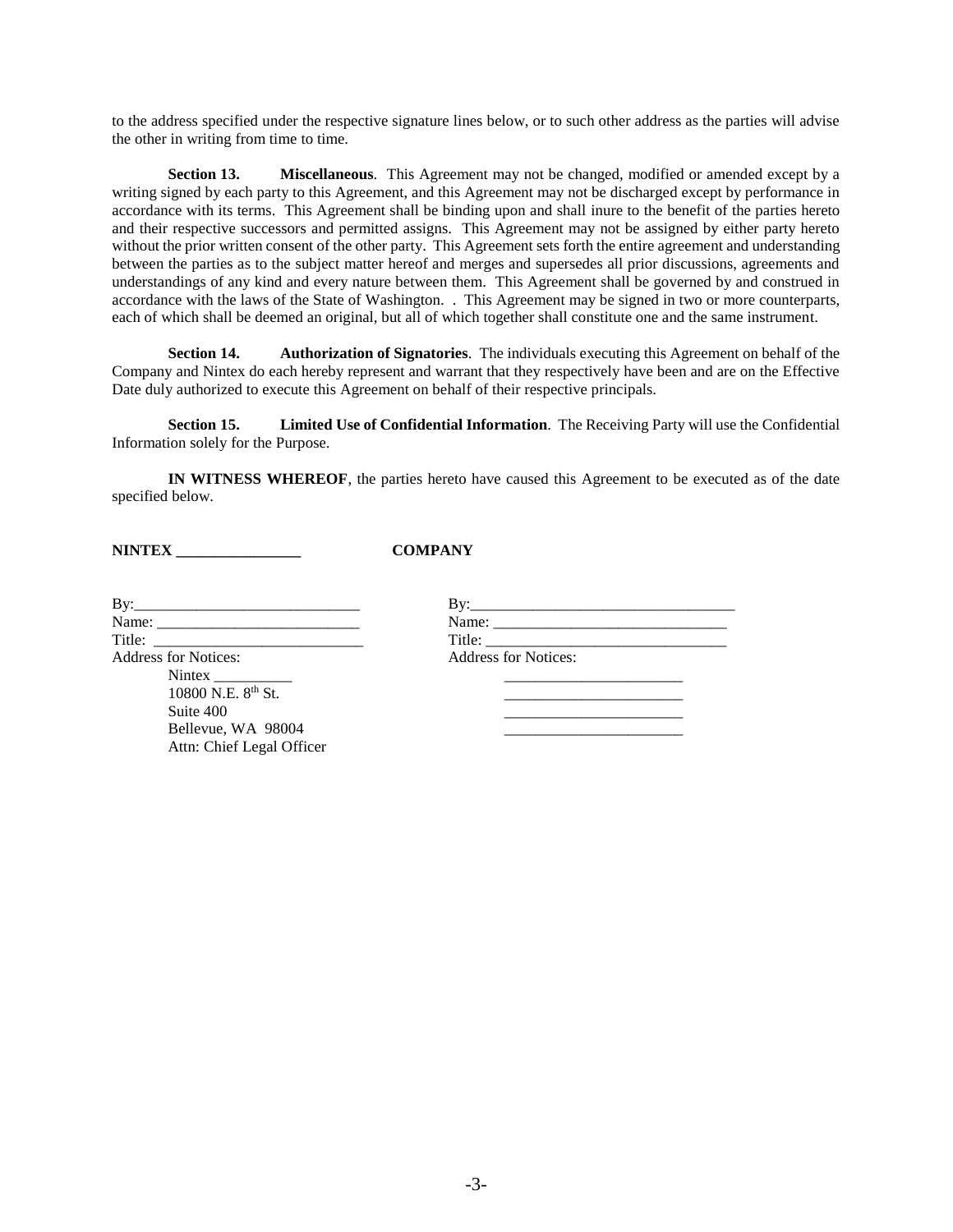to the address specified under the respective signature lines below, or to such other address as the parties will advise the other in writing from time to time.

**Section 13. Miscellaneous**. This Agreement may not be changed, modified or amended except by a writing signed by each party to this Agreement, and this Agreement may not be discharged except by performance in accordance with its terms. This Agreement shall be binding upon and shall inure to the benefit of the parties hereto and their respective successors and permitted assigns. This Agreement may not be assigned by either party hereto without the prior written consent of the other party. This Agreement sets forth the entire agreement and understanding between the parties as to the subject matter hereof and merges and supersedes all prior discussions, agreements and understandings of any kind and every nature between them. This Agreement shall be governed by and construed in accordance with the laws of the State of Washington. . This Agreement may be signed in two or more counterparts, each of which shall be deemed an original, but all of which together shall constitute one and the same instrument.

**Section 14. Authorization of Signatories**. The individuals executing this Agreement on behalf of the Company and Nintex do each hereby represent and warrant that they respectively have been and are on the Effective Date duly authorized to execute this Agreement on behalf of their respective principals.

**Section 15. Limited Use of Confidential Information**. The Receiving Party will use the Confidential Information solely for the Purpose.

**IN WITNESS WHEREOF**, the parties hereto have caused this Agreement to be executed as of the date specified below.

| **NINTEX ________________** | **COMPANY** |
|---|---|
| By:_____________________________ | By:__________________________________ |
| Name: __________________________ | Name: ______________________________ |
| Title: ___________________________ | Title: _______________________________ |
| Address for Notices: | Address for Notices: |
| Nintex __________ | _______________________ |
| 10800 N.E. 8th St. | _______________________ |
| Suite 400 | _______________________ |
| Bellevue, WA 98004 | _______________________ |
| Attn: Chief Legal Officer | |